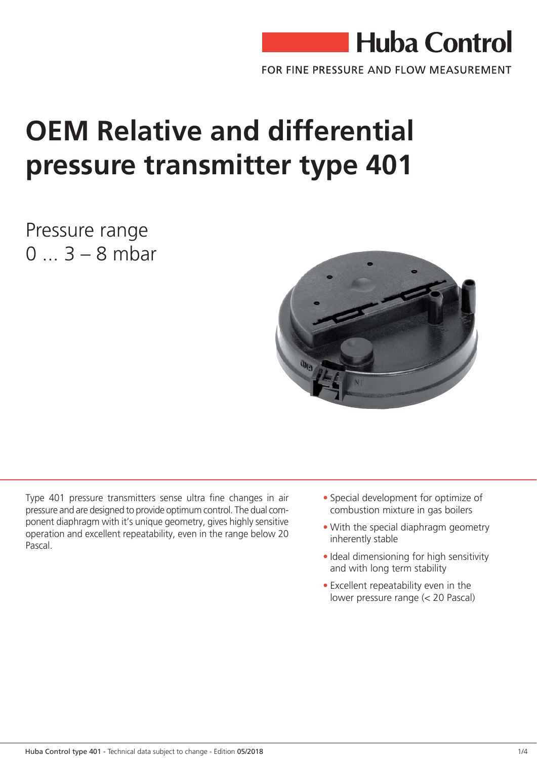Huba Control

FOR FINE PRESSURE AND FLOW MEASUREMENT

# OEM Relative and differential pressure transmitter type 401

Pressure range
0 … 3 – 8 mbar

Type 401 pressure transmitters sense ultra fine changes in air pressure and are designed to provide optimum control. The dual component diaphragm with it's unique geometry, gives highly sensitive operation and excellent repeatability, even in the range below 20 Pascal.

- Special development for optimize of combustion mixture in gas boilers
- With the special diaphragm geometry inherently stable
- Ideal dimensioning for high sensitivity and with long term stability
- Excellent repeatability even in the lower pressure range (< 20 Pascal)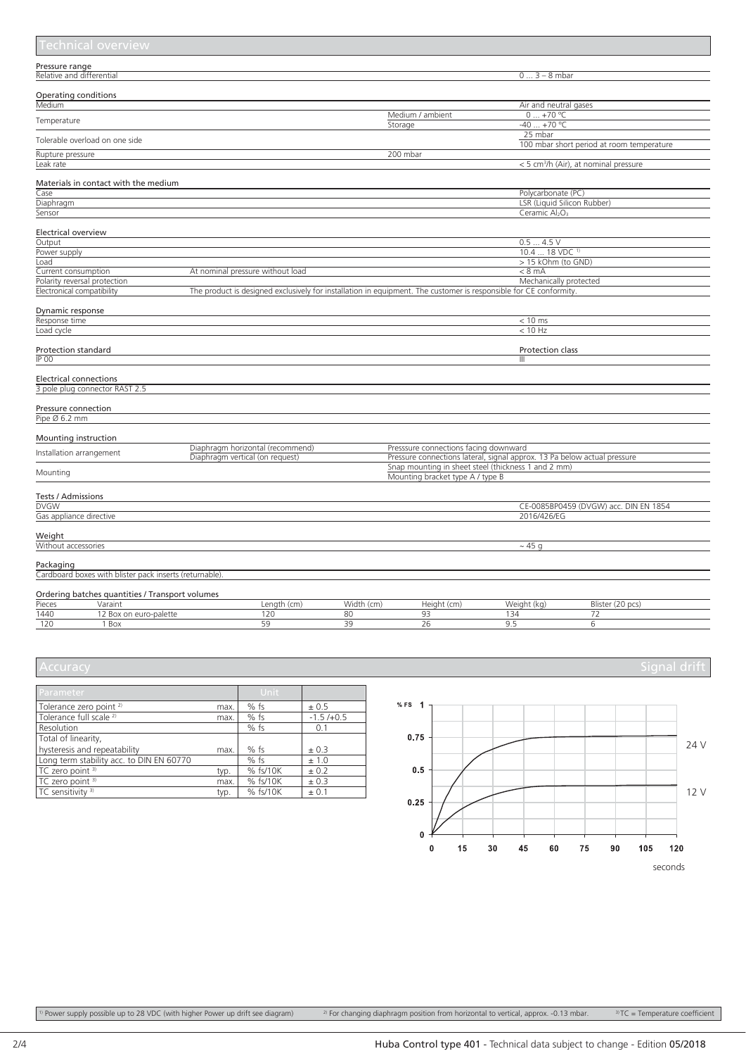## Technical overview

### Pressure range

| | |
|---|---|
| Relative and differential | 0 ... 3 – 8 mbar |

### Operating conditions

| | | |
|---|---|---|
| Medium | | Air and neutral gases |
| Temperature | Medium / ambient | 0 ... +70 °C |
| | Storage | -40 ... +70 °C |
| Tolerable overload on one side | | 25 mbar |
| | | 100 mbar short period at room temperature |
| Rupture pressure | 200 mbar | |
| Leak rate | | < 5 cm³/h (Air), at nominal pressure |

### Materials in contact with the medium

| | |
|---|---|
| Case | Polycarbonate (PC) |
| Diaphragm | LSR (Liquid Silicon Rubber) |
| Sensor | Ceramic $Al_2O_3$ |

### Electrical overview

| | | |
|---|---|---|
| Output | | 0.5 ... 4.5 V |
| Power supply | | 10.4 ... 18 VDC [1] |
| Load | | > 15 kOhm (to GND) |
| Current consumption | At nominal pressure without load | < 8 mA |
| Polarity reversal protection | | Mechanically protected |
| Electronical compatibility | The product is designed exclusively for installation in equipment. The customer is responsible for CE conformity. | |

### Dynamic response

| | |
|---|---|
| Response time | < 10 ms |
| Load cycle | < 10 Hz |

| Protection standard | Protection class |
|---|---|
| IP 00 | III |

### Electrical connections

3 pole plug connector RAST 2.5

### Pressure connection

Pipe Ø 6.2 mm

### Mounting instruction

| | | |
|---|---|---|
| Installation arrangement | Diaphragm horizontal (recommend) | Presssure connections facing downward |
| | Diaphragm vertical (on request) | Pressure connections lateral, signal approx. 13 Pa below actual pressure |
| Mounting | | Snap mounting in sheet steel (thickness 1 and 2 mm) |
| | | Mounting bracket type A / type B |

### Tests / Admissions

| | |
|---|---|
| DVGW | CE-0085BP0459 (DVGW) acc. DIN EN 1854 |
| Gas appliance directive | 2016/426/EG |

### Weight

| | |
|---|---|
| Without accessories | ~ 45 g |

### Packaging

Cardboard boxes with blister pack inserts (returnable).

### Ordering batches quantities / Transport volumes

| Pieces | Varaint | Length (cm) | Width (cm) | Height (cm) | Weight (kg) | Blister (20 pcs) |
|---|---|---|---|---|---|---|
| 1440 | 12 Box on euro-palette | 120 | 80 | 93 | 134 | 72 |
| 120 | 1 Box | 59 | 39 | 26 | 9.5 | 6 |

## Accuracy

| Parameter | | Unit | |
|---|---|---|---|
| Tolerance zero point [2] | max. | % fs | ± 0.5 |
| Tolerance full scale [2] | max. | % fs | -1.5 /+0.5 |
| Resolution | | % fs | 0.1 |
| Total of linearity, hysteresis and repeatability | max. | % fs | ± 0.3 |
| Long term stability acc. to DIN EN 60770 | | % fs | ± 1.0 |
| TC zero point [3] | typ. | % fs/10K | ± 0.2 |
| TC zero point [3] | max. | % fs/10K | ± 0.3 |
| TC sensitivity [3] | typ. | % fs/10K | ± 0.1 |

## Signal drift

(Chart: % FS from 0 to 1 versus seconds from 0 to 120; curves for 24 V and 12 V)

[1] Power supply possible up to 28 VDC (with higher Power up drift see diagram)

[2] For changing diaphragm position from horizontal to vertical, approx. -0.13 mbar.

[3] TC = Temperature coefficient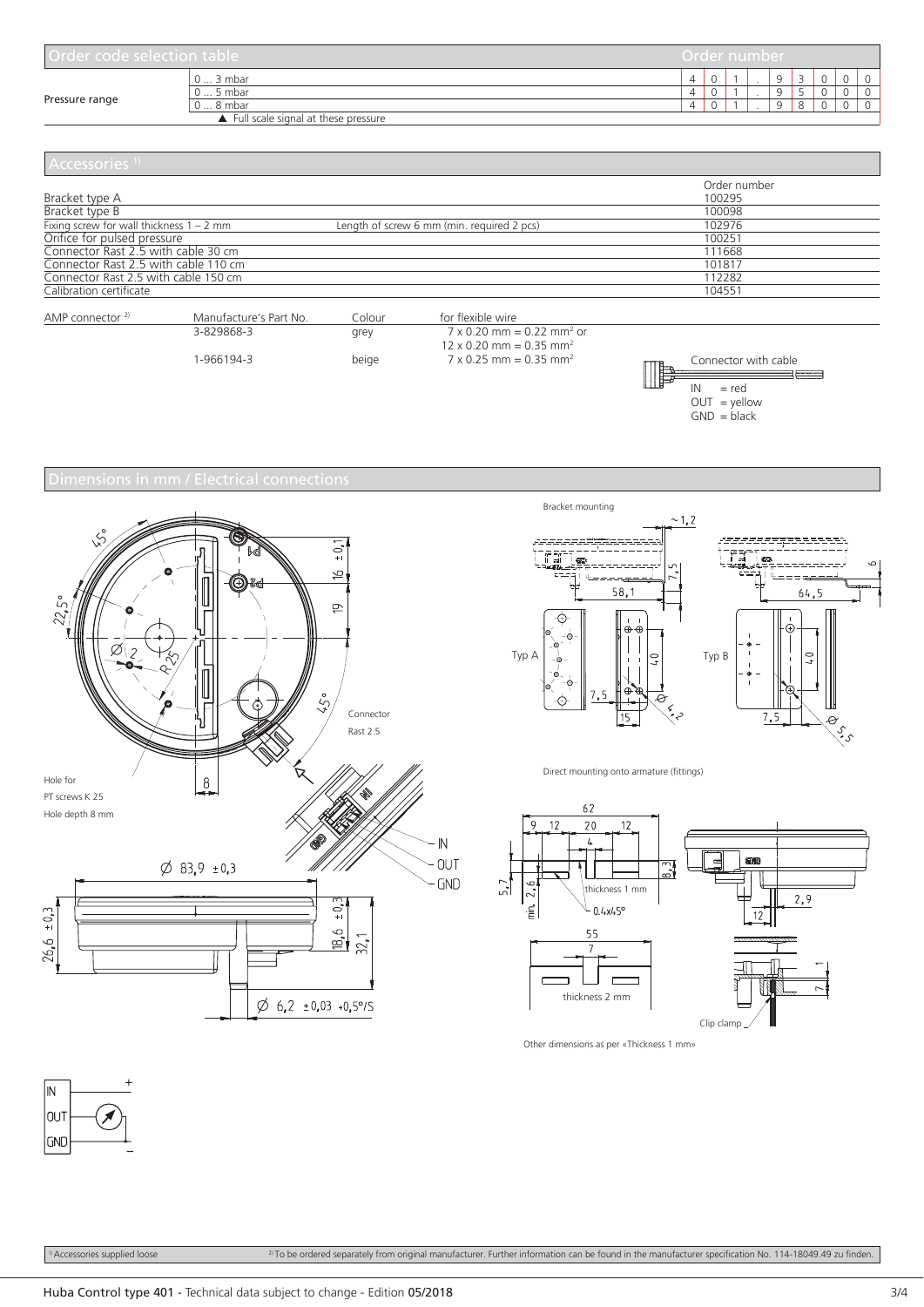## Order code selection table

| | | Order number |
|---|---|---|
| Pressure range | 0 … 3 mbar | 4 0 1 . 9 3 0 0 0 |
| | 0 … 5 mbar | 4 0 1 . 9 5 0 0 0 |
| | 0 … 8 mbar | 4 0 1 . 9 8 0 0 0 |
| | ▲ Full scale signal at these pressure | |

## Accessories [1]

| | | Order number |
|---|---|---|
| Bracket type A | | 100295 |
| Bracket type B | | 100098 |
| Fixing screw for wall thickness 1 – 2 mm | Length of screw 6 mm (min. required 2 pcs) | 102976 |
| Orifice for pulsed pressure | | 100251 |
| Connector Rast 2.5 with cable 30 cm | | 111668 |
| Connector Rast 2.5 with cable 110 cm | | 101817 |
| Connector Rast 2.5 with cable 150 cm | | 112282 |
| Calibration certificate | | 104551 |

| AMP connector [2] | Manufacture's Part No. | Colour | for flexible wire |
|---|---|---|---|
| | 3-829868-3 | grey | 7 x 0.20 mm = 0.22 mm² or 12 x 0.20 mm = 0.35 mm² |
| | 1-966194-3 | beige | 7 x 0.25 mm = 0.35 mm² |

Connector with cable

IN = red
OUT = yellow
GND = black

## Dimensions in mm / Electrical connections

45°, 22,5°, Ø 2, R 25, 45°, 16 ±0,1, 19, 8, P1, P2

Connector Rast 2.5

Hole for PT screws K 25
Hole depth 8 mm

IN, OUT, GND

Ø 83,9 ±0,3

26,6 ±0,3, 18,6 ±0,3, 32,1

Ø 6,2 ±0,03 +0,5°/S

Bracket mounting

~1,2, 7,5, 58,1, 6, 64,5

Typ A: 40, 7,5, 15, Ø 4,2

Typ B: 40, 7,5, Ø 5,5

Direct mounting onto armature (fittings)

62, 9, 12, 20, 12, 4, 8,3, 5,7, 2,6, min.

thickness 1 mm

0.4x45°

55, 7

thickness 2 mm

12, 2,9, 1, 7

Clip clamp

Other dimensions as per «Thickness 1 mm»

IN, OUT, GND, +, –

[1] Accessories supplied loose

[2] To be ordered separately from original manufacturer. Further information can be found in the manufacturer specification No. 114-18049.49 zu finden.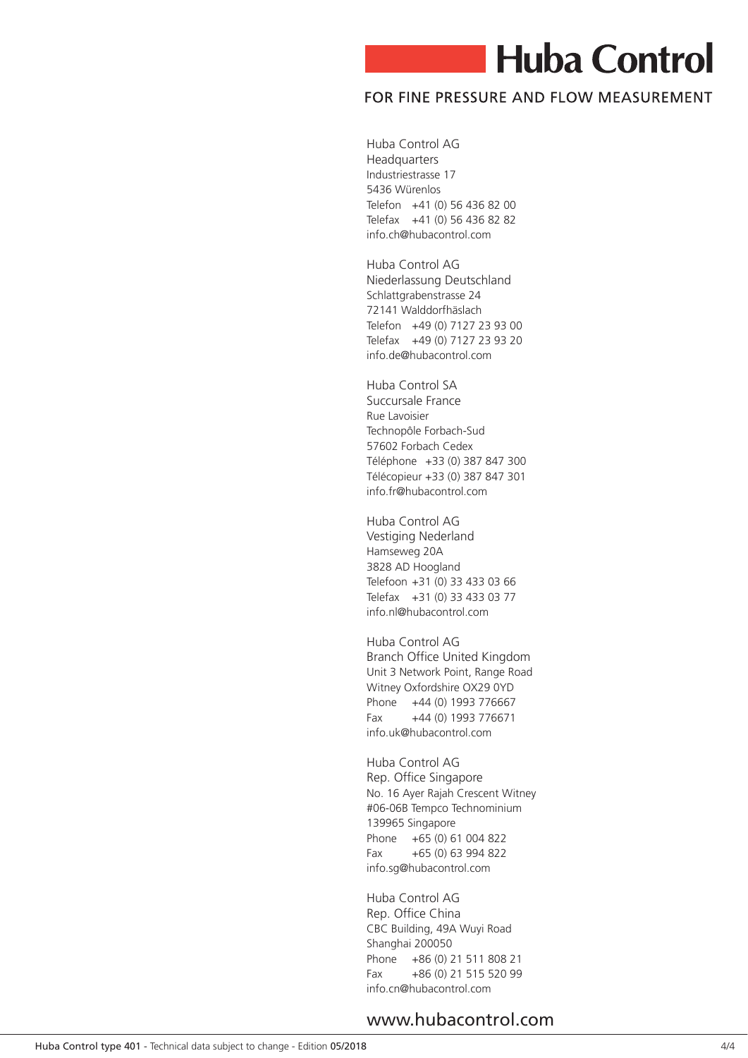# Huba Control

FOR FINE PRESSURE AND FLOW MEASUREMENT

Huba Control AG
Headquarters
Industriestrasse 17
5436 Würenlos
Telefon +41 (0) 56 436 82 00
Telefax +41 (0) 56 436 82 82
info.ch@hubacontrol.com

Huba Control AG
Niederlassung Deutschland
Schlattgrabenstrasse 24
72141 Walddorfhäslach
Telefon +49 (0) 7127 23 93 00
Telefax +49 (0) 7127 23 93 20
info.de@hubacontrol.com

Huba Control SA
Succursale France
Rue Lavoisier
Technopôle Forbach-Sud
57602 Forbach Cedex
Téléphone +33 (0) 387 847 300
Télécopieur +33 (0) 387 847 301
info.fr@hubacontrol.com

Huba Control AG
Vestiging Nederland
Hamseweg 20A
3828 AD Hoogland
Telefoon +31 (0) 33 433 03 66
Telefax +31 (0) 33 433 03 77
info.nl@hubacontrol.com

Huba Control AG
Branch Office United Kingdom
Unit 3 Network Point, Range Road
Witney Oxfordshire OX29 0YD
Phone +44 (0) 1993 776667
Fax +44 (0) 1993 776671
info.uk@hubacontrol.com

Huba Control AG
Rep. Office Singapore
No. 16 Ayer Rajah Crescent Witney
#06-06B Tempco Technominium
139965 Singapore
Phone +65 (0) 61 004 822
Fax +65 (0) 63 994 822
info.sg@hubacontrol.com

Huba Control AG
Rep. Office China
CBC Building, 49A Wuyi Road
Shanghai 200050
Phone +86 (0) 21 511 808 21
Fax +86 (0) 21 515 520 99
info.cn@hubacontrol.com

www.hubacontrol.com